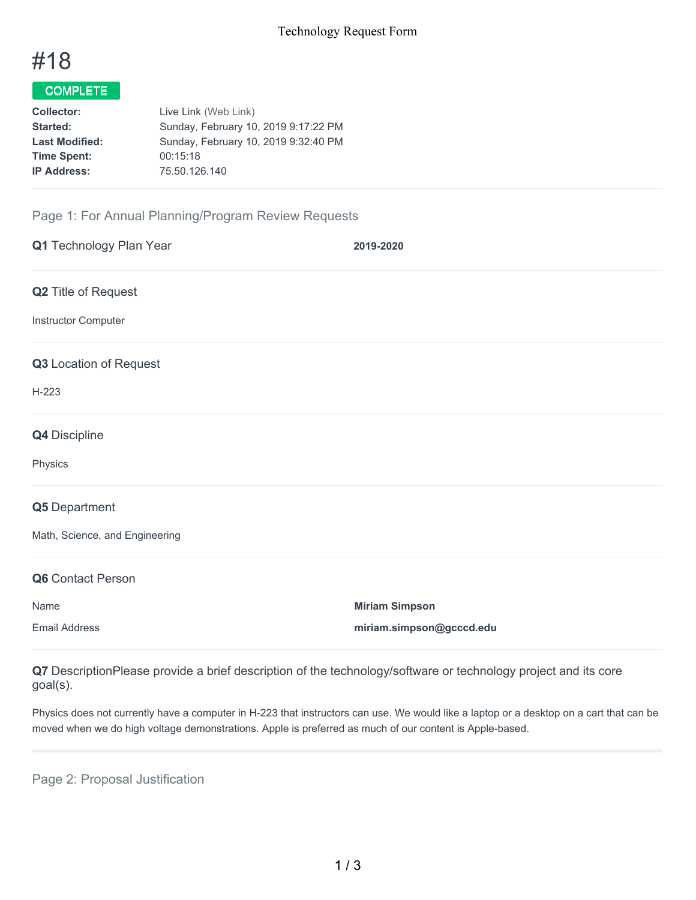# #18

**COMPLETE**

| | |
|---|---|
| **Collector:** | Live Link (Web Link) |
| **Started:** | Sunday, February 10, 2019 9:17:22 PM |
| **Last Modified:** | Sunday, February 10, 2019 9:32:40 PM |
| **Time Spent:** | 00:15:18 |
| **IP Address:** | 75.50.126.140 |

## Page 1: For Annual Planning/Program Review Requests

**Q1** Technology Plan Year

**2019-2020**

**Q2** Title of Request

Instructor Computer

**Q3** Location of Request

H-223

**Q4** Discipline

Physics

**Q5** Department

Math, Science, and Engineering

**Q6** Contact Person

| | |
|---|---|
| Name | **Miriam Simpson** |
| Email Address | **miriam.simpson@gcccd.edu** |

**Q7** DescriptionPlease provide a brief description of the technology/software or technology project and its core goal(s).

Physics does not currently have a computer in H-223 that instructors can use. We would like a laptop or a desktop on a cart that can be moved when we do high voltage demonstrations. Apple is preferred as much of our content is Apple-based.

## Page 2: Proposal Justification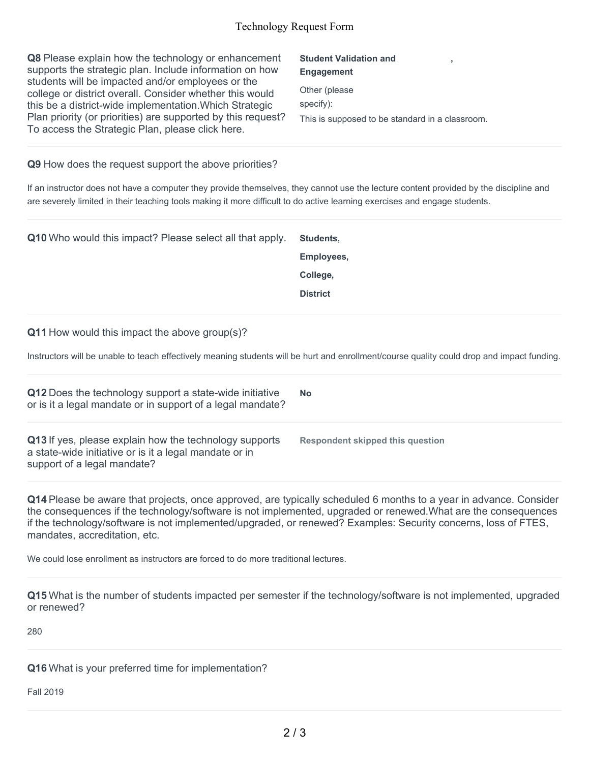**Q8** Please explain how the technology or enhancement supports the strategic plan. Include information on how students will be impacted and/or employees or the college or district overall. Consider whether this would this be a district-wide implementation.Which Strategic Plan priority (or priorities) are supported by this request? To access the Strategic Plan, please click here.

**Student Validation and Engagement** ,

Other (please specify):

This is supposed to be standard in a classroom.

---

**Q9** How does the request support the above priorities?

If an instructor does not have a computer they provide themselves, they cannot use the lecture content provided by the discipline and are severely limited in their teaching tools making it more difficult to do active learning exercises and engage students.

---

**Q10** Who would this impact? Please select all that apply.

**Students,**

**Employees,**

**College,**

**District**

---

**Q11** How would this impact the above group(s)?

Instructors will be unable to teach effectively meaning students will be hurt and enrollment/course quality could drop and impact funding.

---

**Q12** Does the technology support a state-wide initiative or is it a legal mandate or in support of a legal mandate?

**No**

---

**Q13** If yes, please explain how the technology supports a state-wide initiative or is it a legal mandate or in support of a legal mandate?

**Respondent skipped this question**

---

**Q14** Please be aware that projects, once approved, are typically scheduled 6 months to a year in advance. Consider the consequences if the technology/software is not implemented, upgraded or renewed.What are the consequences if the technology/software is not implemented/upgraded, or renewed? Examples: Security concerns, loss of FTES, mandates, accreditation, etc.

We could lose enrollment as instructors are forced to do more traditional lectures.

---

**Q15** What is the number of students impacted per semester if the technology/software is not implemented, upgraded or renewed?

280

---

**Q16** What is your preferred time for implementation?

Fall 2019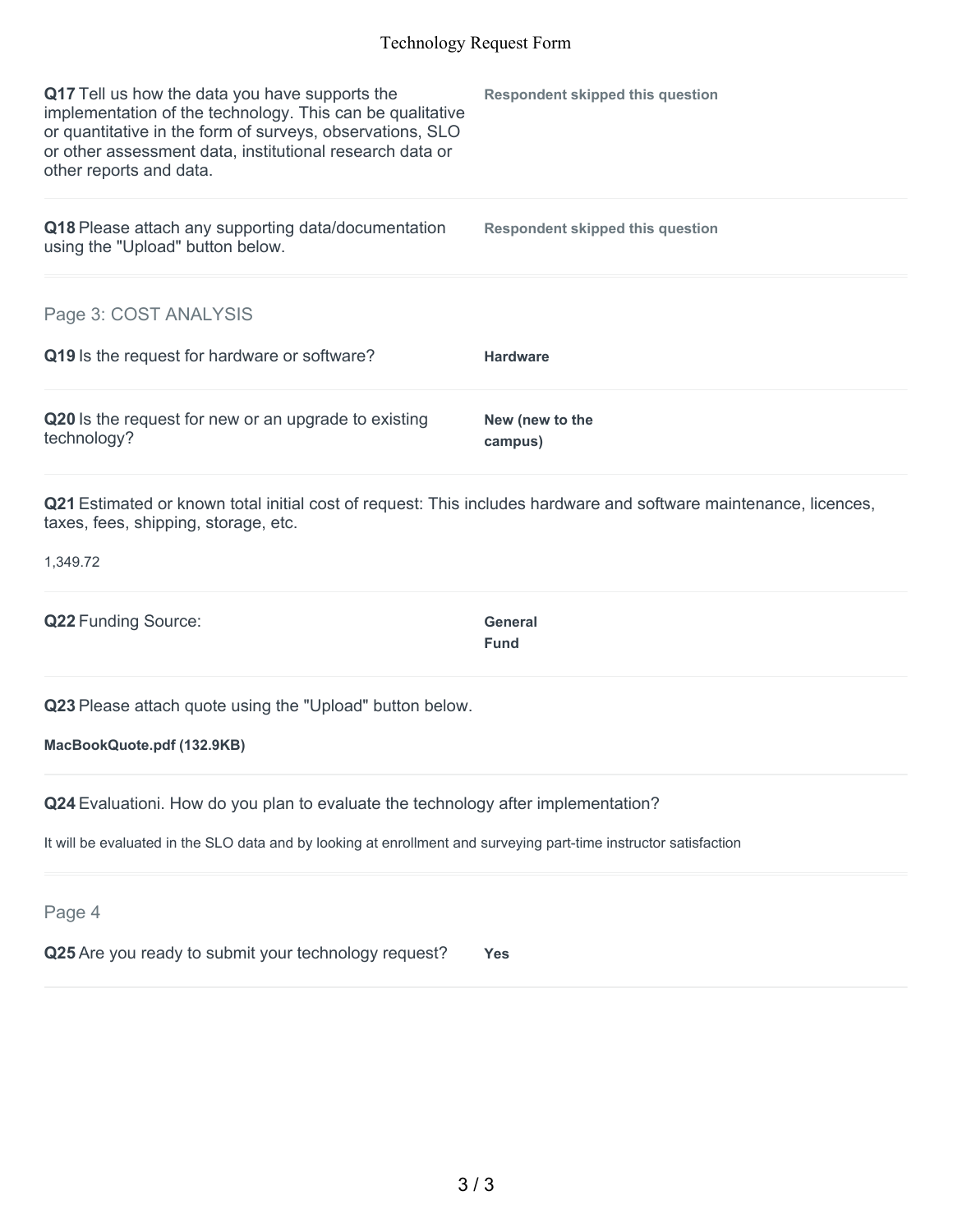**Q17** Tell us how the data you have supports the implementation of the technology. This can be qualitative or quantitative in the form of surveys, observations, SLO or other assessment data, institutional research data or other reports and data.

**Respondent skipped this question**

**Q18** Please attach any supporting data/documentation using the "Upload" button below.

**Respondent skipped this question**

## Page 3: COST ANALYSIS

**Q19** Is the request for hardware or software?

**Hardware**

**Q20** Is the request for new or an upgrade to existing technology?

**New (new to the campus)**

**Q21** Estimated or known total initial cost of request: This includes hardware and software maintenance, licences, taxes, fees, shipping, storage, etc.

1,349.72

**Q22** Funding Source:

**General Fund**

**Q23** Please attach quote using the "Upload" button below.

**MacBookQuote.pdf (132.9KB)**

**Q24** Evaluationi. How do you plan to evaluate the technology after implementation?

It will be evaluated in the SLO data and by looking at enrollment and surveying part-time instructor satisfaction

## Page 4

**Q25** Are you ready to submit your technology request?

**Yes**